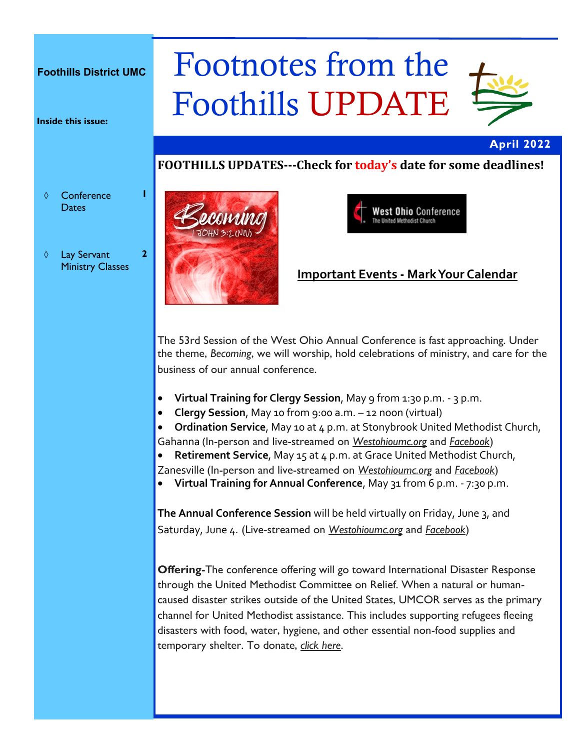**Foothills District UMC**

# Footnotes from the Foothills UPDATE

**April 2022**

**Inside this issue:**

- Conference Dates 1
- Lay Servant Ministry Classes 2

## FOOTHILLS UPDATES---Check for today's date for some deadlines!

### Important Events - Mark Your Calendar

The 53rd Session of the West Ohio Annual Conference is fast approaching. Under the theme, *Becoming*, we will worship, hold celebrations of ministry, and care for the business of our annual conference.

- **Virtual Training for Clergy Session**, May 9 from 1:30 p.m. - 3 p.m.
- **Clergy Session**, May 10 from 9:00 a.m. – 12 noon (virtual)
- **Ordination Service**, May 10 at 4 p.m. at Stonybrook United Methodist Church, Gahanna (In-person and live-streamed on *Westohioumc.org* and *Facebook*)
- **Retirement Service**, May 15 at 4 p.m. at Grace United Methodist Church, Zanesville (In-person and live-streamed on *Westohioumc.org* and *Facebook*)
- **Virtual Training for Annual Conference**, May 31 from 6 p.m. - 7:30 p.m.

**The Annual Conference Session** will be held virtually on Friday, June 3, and Saturday, June 4. (Live-streamed on *Westohioumc.org* and *Facebook*)

**Offering-**The conference offering will go toward International Disaster Response through the United Methodist Committee on Relief. When a natural or human-caused disaster strikes outside of the United States, UMCOR serves as the primary channel for United Methodist assistance. This includes supporting refugees fleeing disasters with food, water, hygiene, and other essential non-food supplies and temporary shelter. To donate, *click here*.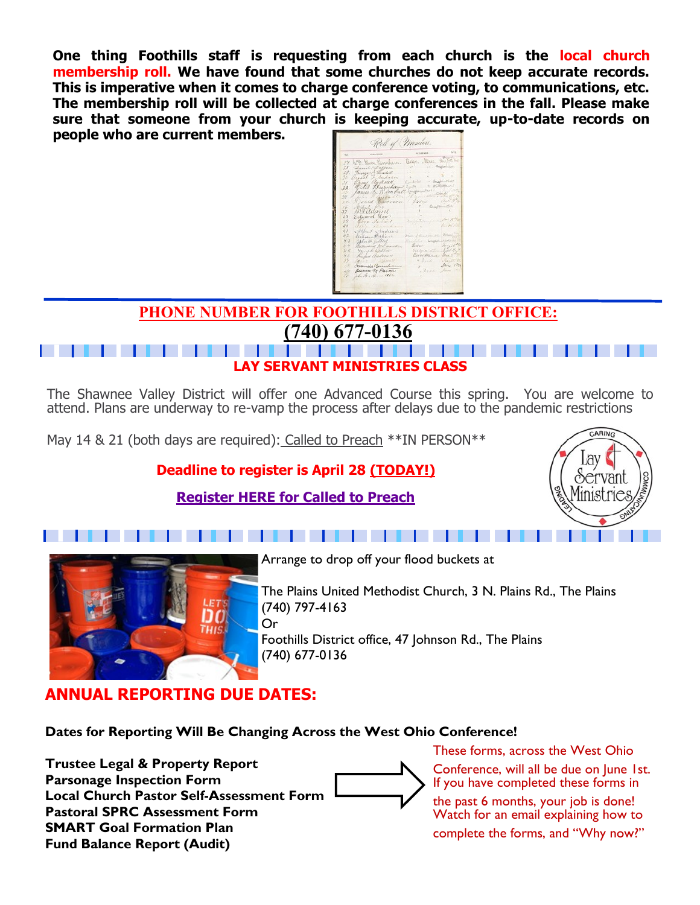**One thing Foothills staff is requesting from each church is the local church membership roll. We have found that some churches do not keep accurate records. This is imperative when it comes to charge conference voting, to communications, etc. The membership roll will be collected at charge conferences in the fall. Please make sure that someone from your church is keeping accurate, up-to-date records on people who are current members.**

## PHONE NUMBER FOR FOOTHILLS DISTRICT OFFICE:

## (740) 677-0136

## LAY SERVANT MINISTRIES CLASS

The Shawnee Valley District will offer one Advanced Course this spring. You are welcome to attend. Plans are underway to re-vamp the process after delays due to the pandemic restrictions

May 14 & 21 (both days are required): Called to Preach **IN PERSON**

**Deadline to register is April 28 (TODAY!)**

**Register HERE for Called to Preach**

Arrange to drop off your flood buckets at

The Plains United Methodist Church, 3 N. Plains Rd., The Plains
(740) 797-4163
Or
Foothills District office, 47 Johnson Rd., The Plains
(740) 677-0136

## ANNUAL REPORTING DUE DATES:

**Dates for Reporting Will Be Changing Across the West Ohio Conference!**

**Trustee Legal & Property Report**
**Parsonage Inspection Form**
**Local Church Pastor Self-Assessment Form**
**Pastoral SPRC Assessment Form**
**SMART Goal Formation Plan**
**Fund Balance Report (Audit)**

These forms, across the West Ohio Conference, will all be due on June 1st. If you have completed these forms in the past 6 months, your job is done! Watch for an email explaining how to complete the forms, and "Why now?"